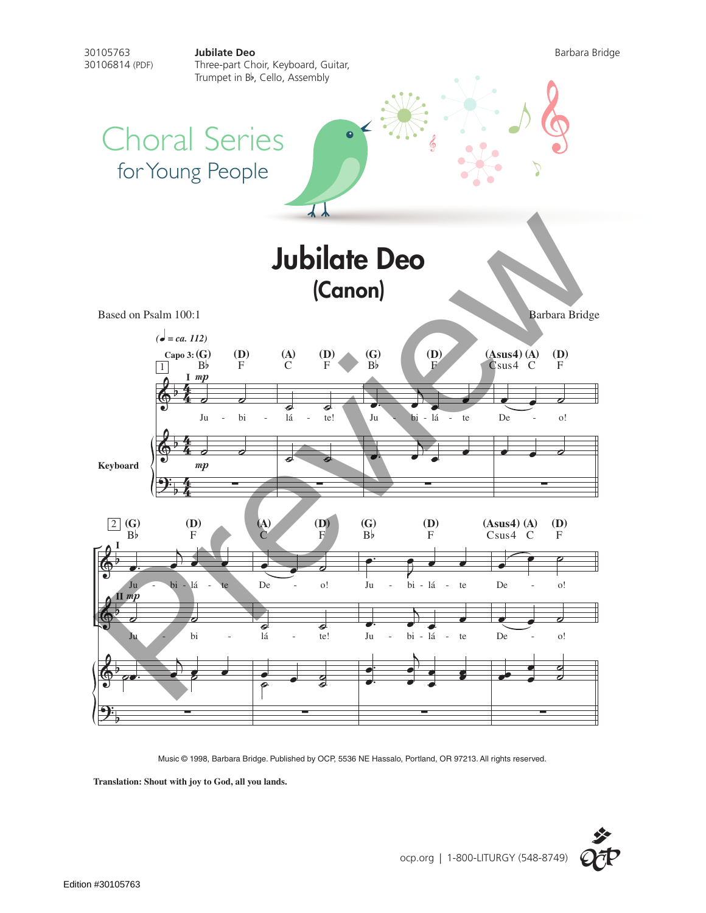30105763
30106814 (PDF)

**Jubilate Deo**
Three-part Choir, Keyboard, Guitar, Trumpet in B♭, Cello, Assembly

Barbara Bridge

Choral Series
for Young People

# Jubilate Deo
## (Canon)

Based on Psalm 100:1

Barbara Bridge

(♩ = ca. 112)

Capo 3: (G) B♭ (D) F (A) C (D) F (G) B♭ (D) F (Asus4) Csus4 (A) C (D) F

1 I *mp*

Ju - bi - lá - te! Ju - bi - lá - te De - o!

Keyboard *mp*

2 (G) B♭ (D) F (A) C (D) F (G) B♭ (D) F (Asus4) Csus4 (A) C (D) F

I Ju - bi - lá - te De - o! Ju - bi - lá - te De - o!

II *mp* Ju - bi - lá - te! Ju - bi - lá - te De - o!

Music © 1998, Barbara Bridge. Published by OCP, 5536 NE Hassalo, Portland, OR 97213. All rights reserved.

**Translation: Shout with joy to God, all you lands.**

ocp.org | 1-800-LITURGY (548-8749)

Edition #30105763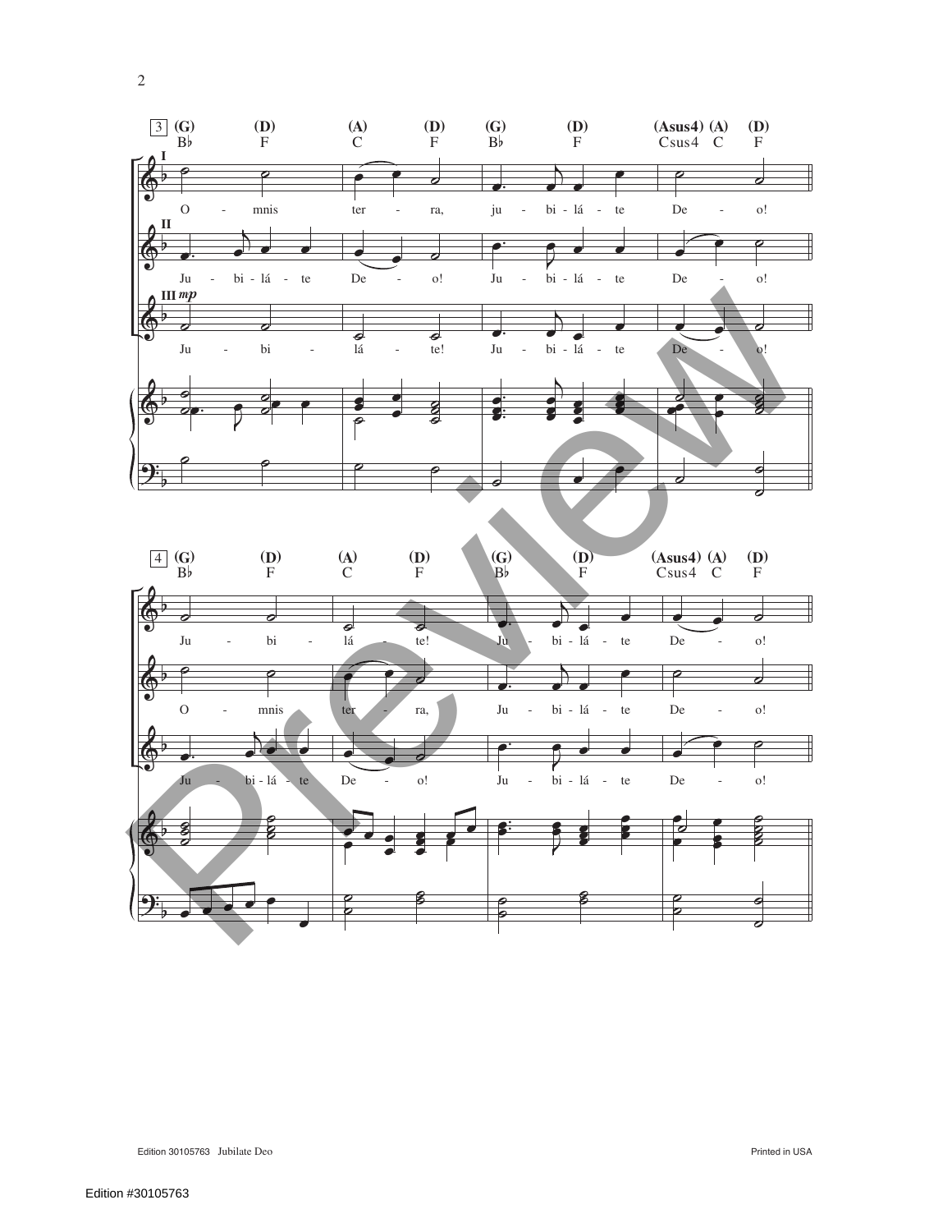3 (G) Bb (D) F (A) C (D) F (G) Bb (D) F (Asus4) Csus4 (A) C (D) F

I
O - mnis ter - ra, ju - bi - lá - te De - o!

II
Ju - bi - lá - te De - o! Ju - bi - lá - te De - o!

III *mp*
Ju - bi - lá - te! Ju - bi - lá - te De - o!

4 (G) Bb (D) F (A) C (D) F (G) Bb (D) F (Asus4) Csus4 (A) C (D) F

Ju - bi - lá - te! Ju - bi - lá - te De - o!

O - mnis ter - ra, Ju - bi - lá - te De - o!

Ju - bi - lá - te De - o! Ju - bi - lá - te De - o!

Edition 30105763 Jubilate Deo

Printed in USA

Edition #30105763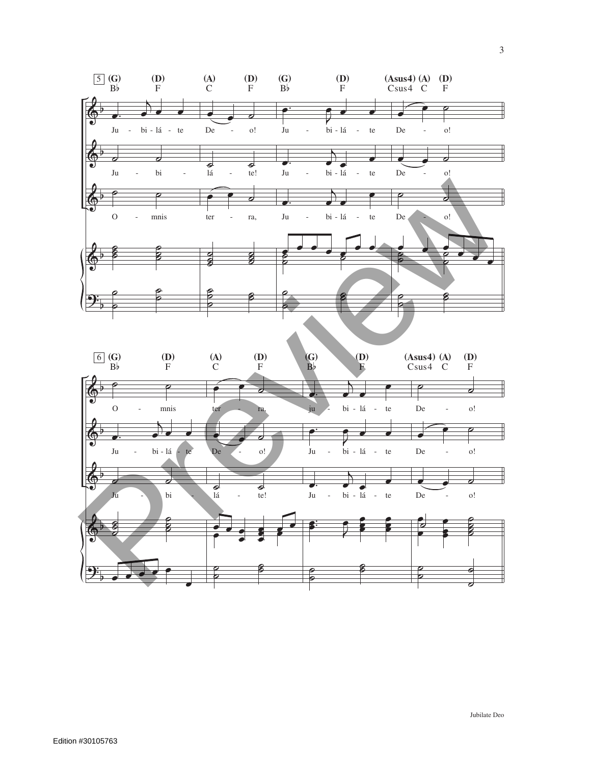5 (G) B♭ (D) F (A) C (D) F (G) B♭ (D) F (Asus4) Csus4 (A) C (D) F

Ju - bi - lá - te De - o! Ju - bi - lá - te De - o!

Ju - bi - lá - te! Ju - bi - lá - te De - o!

O - mnis ter - ra, Ju - bi - lá - te De - o!

6 (G) B♭ (D) F (A) C (D) F (G) B♭ (D) F (Asus4) Csus4 (A) C (D) F

O - mnis ter - ra, ju - bi - lá - te De - o!

Ju - bi - lá - te De - o! Ju - bi - lá - te De - o!

Ju - bi - lá - te! Ju - bi - lá - te De - o!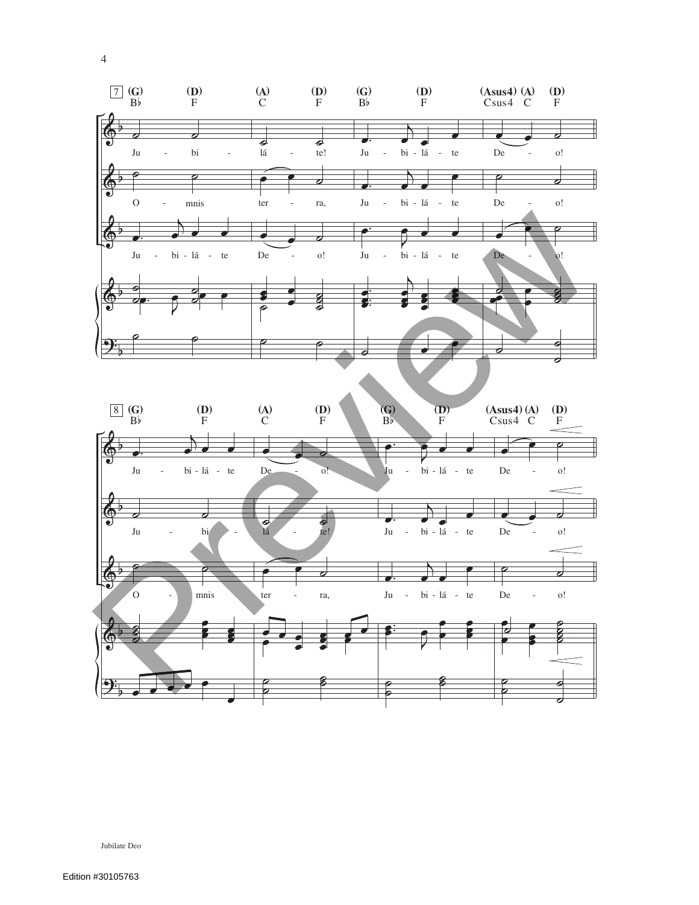7

(G) B♭ (D) F (A) C (D) F (G) B♭ (D) F (Asus4) Csus4 (A) C (D) F

Ju - bi - lá - te! Ju - bi - lá - te De - o!

O - mnis ter - ra, Ju - bi - lá - te De - o!

Ju - bi - lá - te De - o! Ju - bi - lá - te De - o!

8

(G) B♭ (D) F (A) C (D) F (G) B♭ (D) F (Asus4) Csus4 (A) C (D) F

Ju - bi - lá - te De - o! Ju - bi - lá - te De - o!

Ju - bi - lá - te! Ju - bi - lá - te De - o!

O - mnis ter - ra, Ju - bi - lá - te De - o!

Jubilate Deo

Edition #30105763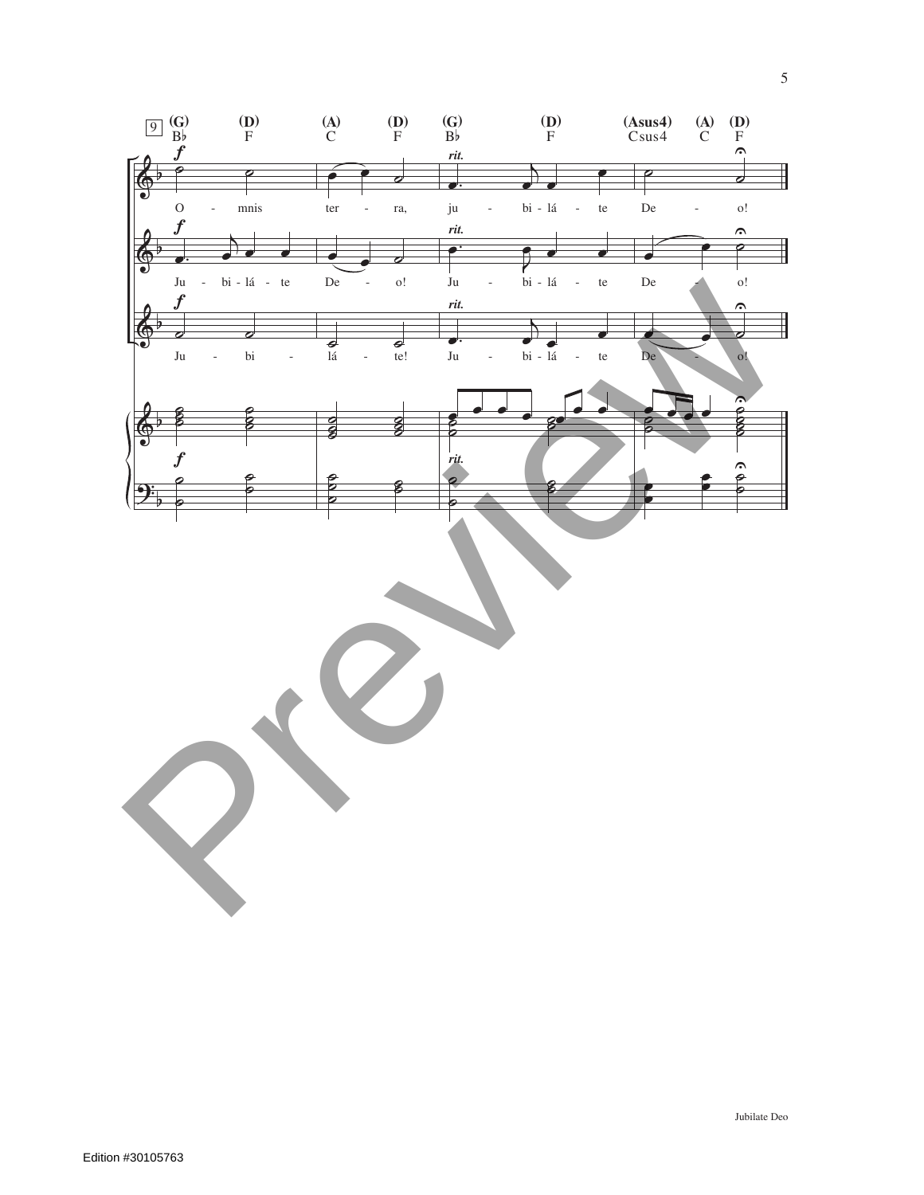9

(G) B♭ (D) F (A) C (D) F (G) B♭ (D) F (Asus4) Csus4 (A) C (D) F

*f* *rit.*

O - mnis ter - ra, ju - bi - lá - te De - o!

Ju - bi - lá - te De - o! Ju - bi - lá - te De - o!

Ju - bi - lá - te! Ju - bi - lá - te De - o!

Jubilate Deo

Edition #30105763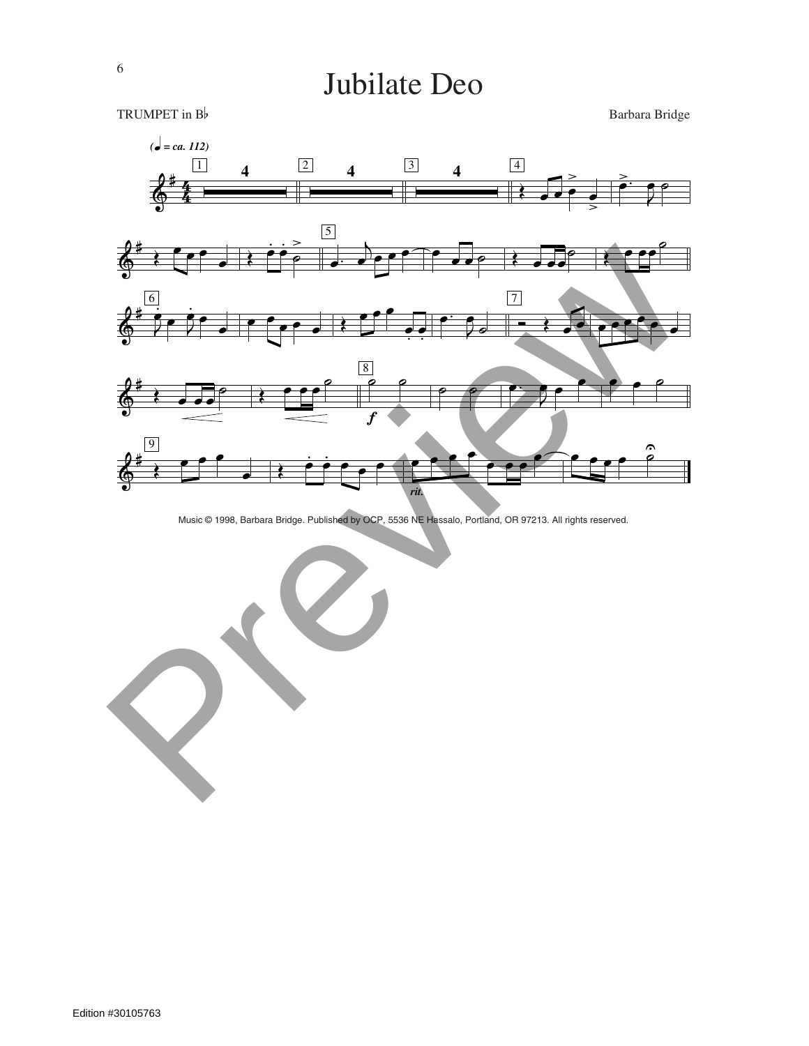# Jubilate Deo

TRUMPET in B♭

Barbara Bridge

Music © 1998, Barbara Bridge. Published by OCP, 5536 NE Hassalo, Portland, OR 97213. All rights reserved.

Edition #30105763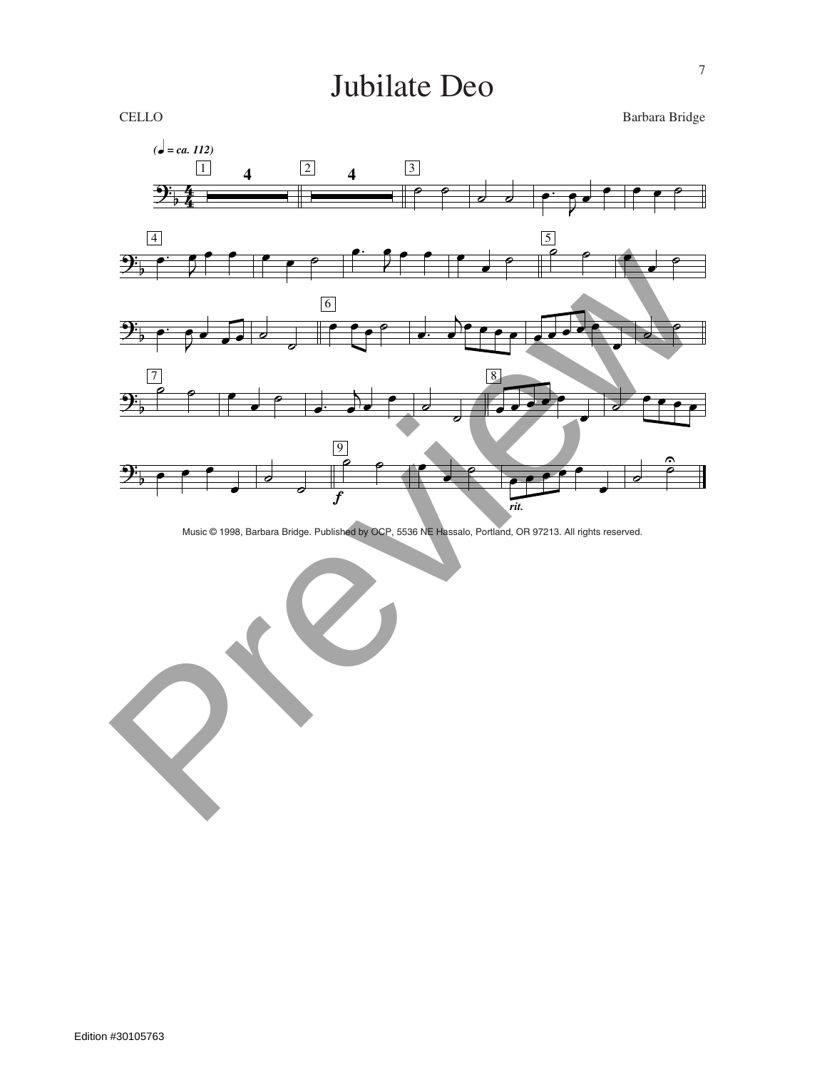# Jubilate Deo

CELLO

Barbara Bridge

Music © 1998, Barbara Bridge. Published by OCP, 5536 NE Hassalo, Portland, OR 97213. All rights reserved.

Edition #30105763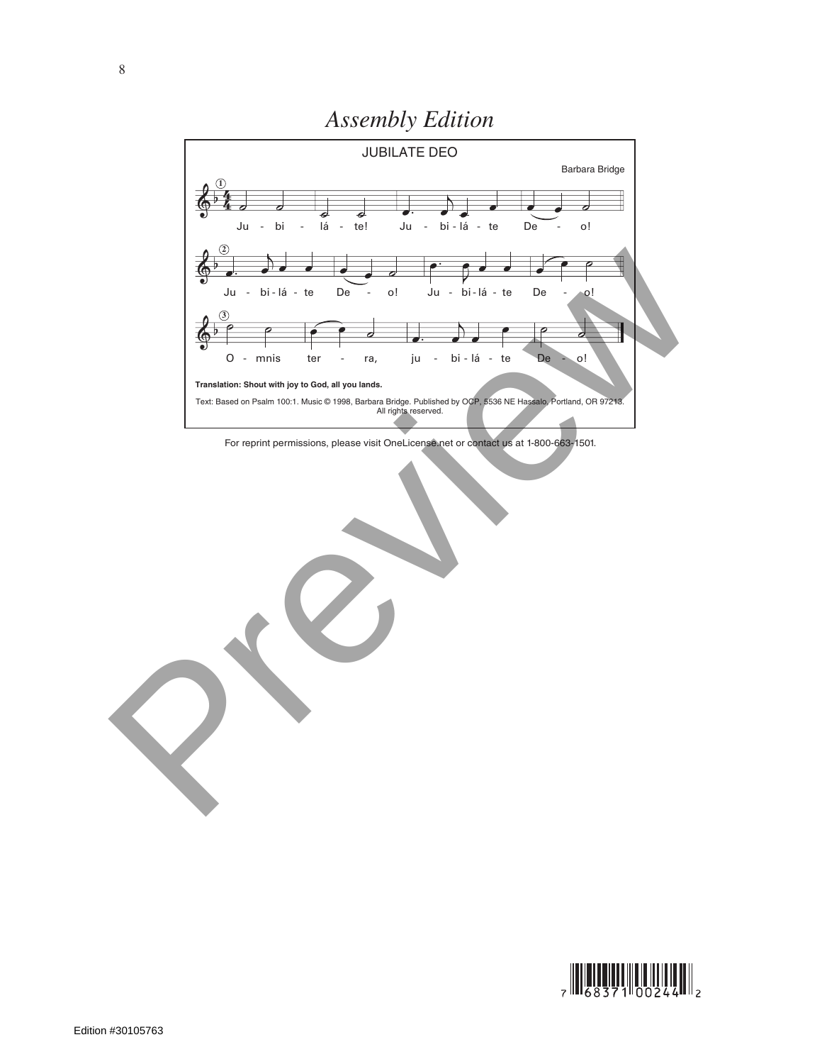# *Assembly Edition*

## JUBILATE DEO

Barbara Bridge

Ju - bi - lá - te! Ju - bi - lá - te De - o!

Ju - bi - lá - te De - o! Ju - bi - lá - te De - o!

O - mnis ter - ra, ju - bi - lá - te De - o!

**Translation: Shout with joy to God, all you lands.**

Text: Based on Psalm 100:1. Music © 1998, Barbara Bridge. Published by OCP, 5536 NE Hassalo, Portland, OR 97213. All rights reserved.

For reprint permissions, please visit OneLicense.net or contact us at 1-800-663-1501.

Edition #30105763